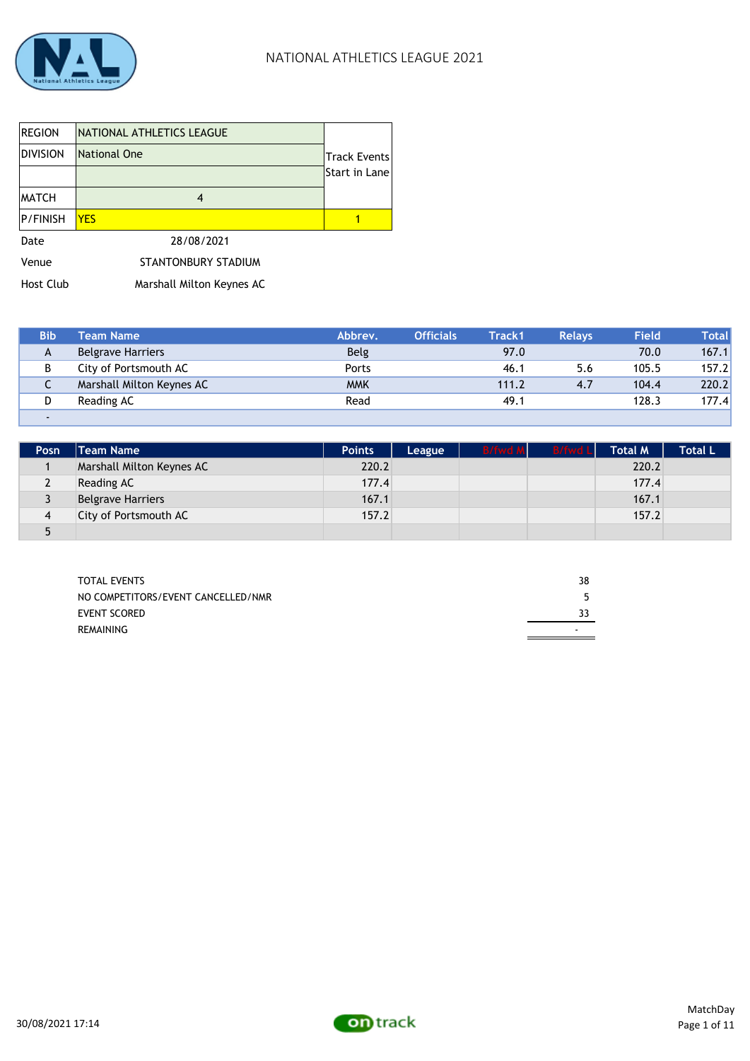# NATIONAL ATHLETICS LEAGUE 2021

| REGION | NATIONAL ATHLETICS LEAGUE | Track Events Start in Lane |
|---|---|---|
| DIVISION | National One | |
| | | |
| MATCH | 4 | |
| P/FINISH | YES | 1 |

Date 28/08/2021

Venue STANTONBURY STADIUM

Host Club Marshall Milton Keynes AC

| Bib | Team Name | Abbrev. | Officials | Track1 | Relays | Field | Total |
|---|---|---|---|---|---|---|---|
| A | Belgrave Harriers | Belg | | 97.0 | | 70.0 | 167.1 |
| B | City of Portsmouth AC | Ports | | 46.1 | 5.6 | 105.5 | 157.2 |
| C | Marshall Milton Keynes AC | MMK | | 111.2 | 4.7 | 104.4 | 220.2 |
| D | Reading AC | Read | | 49.1 | | 128.3 | 177.4 |
| - | | | | | | | |

| Posn | Team Name | Points | League | B/fwd M | B/fwd L | Total M | Total L |
|---|---|---|---|---|---|---|---|
| 1 | Marshall Milton Keynes AC | 220.2 | | | | 220.2 | |
| 2 | Reading AC | 177.4 | | | | 177.4 | |
| 3 | Belgrave Harriers | 167.1 | | | | 167.1 | |
| 4 | City of Portsmouth AC | 157.2 | | | | 157.2 | |
| 5 | | | | | | | |

| | |
|---|---|
| TOTAL EVENTS | 38 |
| NO COMPETITORS/EVENT CANCELLED/NMR | 5 |
| EVENT SCORED | 33 |
| REMAINING | - |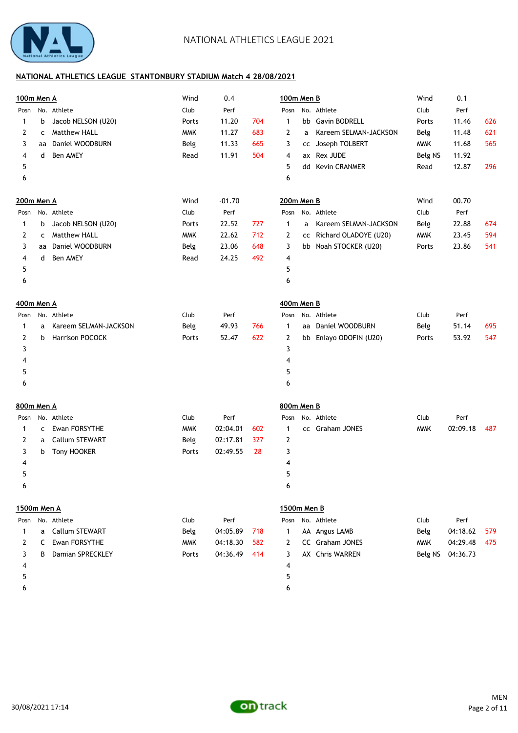## NATIONAL ATHLETICS LEAGUE STANTONBURY STADIUM Match 4 28/08/2021

### 100m Men A

Wind 0.4

| Posn | No. | Athlete | Club | Perf | |
|---|---|---|---|---|---|
| 1 | b | Jacob NELSON (U20) | Ports | 11.20 | 704 |
| 2 | c | Matthew HALL | MMK | 11.27 | 683 |
| 3 | aa | Daniel WOODBURN | Belg | 11.33 | 665 |
| 4 | d | Ben AMEY | Read | 11.91 | 504 |
| 5 | | | | | |
| 6 | | | | | |

### 100m Men B

Wind 0.1

| Posn | No. | Athlete | Club | Perf | |
|---|---|---|---|---|---|
| 1 | bb | Gavin BODRELL | Ports | 11.46 | 626 |
| 2 | a | Kareem SELMAN-JACKSON | Belg | 11.48 | 621 |
| 3 | cc | Joseph TOLBERT | MMK | 11.68 | 565 |
| 4 | ax | Rex JUDE | Belg NS | 11.92 | |
| 5 | dd | Kevin CRANMER | Read | 12.87 | 296 |
| 6 | | | | | |

### 200m Men A

Wind -01.70

| Posn | No. | Athlete | Club | Perf | |
|---|---|---|---|---|---|
| 1 | b | Jacob NELSON (U20) | Ports | 22.52 | 727 |
| 2 | c | Matthew HALL | MMK | 22.62 | 712 |
| 3 | aa | Daniel WOODBURN | Belg | 23.06 | 648 |
| 4 | d | Ben AMEY | Read | 24.25 | 492 |
| 5 | | | | | |
| 6 | | | | | |

### 200m Men B

Wind 00.70

| Posn | No. | Athlete | Club | Perf | |
|---|---|---|---|---|---|
| 1 | a | Kareem SELMAN-JACKSON | Belg | 22.88 | 674 |
| 2 | cc | Richard OLADOYE (U20) | MMK | 23.45 | 594 |
| 3 | bb | Noah STOCKER (U20) | Ports | 23.86 | 541 |
| 4 | | | | | |
| 5 | | | | | |
| 6 | | | | | |

### 400m Men A

| Posn | No. | Athlete | Club | Perf | |
|---|---|---|---|---|---|
| 1 | a | Kareem SELMAN-JACKSON | Belg | 49.93 | 766 |
| 2 | b | Harrison POCOCK | Ports | 52.47 | 622 |
| 3 | | | | | |
| 4 | | | | | |
| 5 | | | | | |
| 6 | | | | | |

### 400m Men B

| Posn | No. | Athlete | Club | Perf | |
|---|---|---|---|---|---|
| 1 | aa | Daniel WOODBURN | Belg | 51.14 | 695 |
| 2 | bb | Eniayo ODOFIN (U20) | Ports | 53.92 | 547 |
| 3 | | | | | |
| 4 | | | | | |
| 5 | | | | | |
| 6 | | | | | |

### 800m Men A

| Posn | No. | Athlete | Club | Perf | |
|---|---|---|---|---|---|
| 1 | c | Ewan FORSYTHE | MMK | 02:04.01 | 602 |
| 2 | a | Callum STEWART | Belg | 02:17.81 | 327 |
| 3 | b | Tony HOOKER | Ports | 02:49.55 | 28 |
| 4 | | | | | |
| 5 | | | | | |
| 6 | | | | | |

### 800m Men B

| Posn | No. | Athlete | Club | Perf | |
|---|---|---|---|---|---|
| 1 | cc | Graham JONES | MMK | 02:09.18 | 487 |
| 2 | | | | | |
| 3 | | | | | |
| 4 | | | | | |
| 5 | | | | | |
| 6 | | | | | |

### 1500m Men A

| Posn | No. | Athlete | Club | Perf | |
|---|---|---|---|---|---|
| 1 | a | Callum STEWART | Belg | 04:05.89 | 718 |
| 2 | C | Ewan FORSYTHE | MMK | 04:18.30 | 582 |
| 3 | B | Damian SPRECKLEY | Ports | 04:36.49 | 414 |
| 4 | | | | | |
| 5 | | | | | |
| 6 | | | | | |

### 1500m Men B

| Posn | No. | Athlete | Club | Perf | |
|---|---|---|---|---|---|
| 1 | AA | Angus LAMB | Belg | 04:18.62 | 579 |
| 2 | CC | Graham JONES | MMK | 04:29.48 | 475 |
| 3 | AX | Chris WARREN | Belg NS | 04:36.73 | |
| 4 | | | | | |
| 5 | | | | | |
| 6 | | | | | |

30/08/2021 17:14

MEN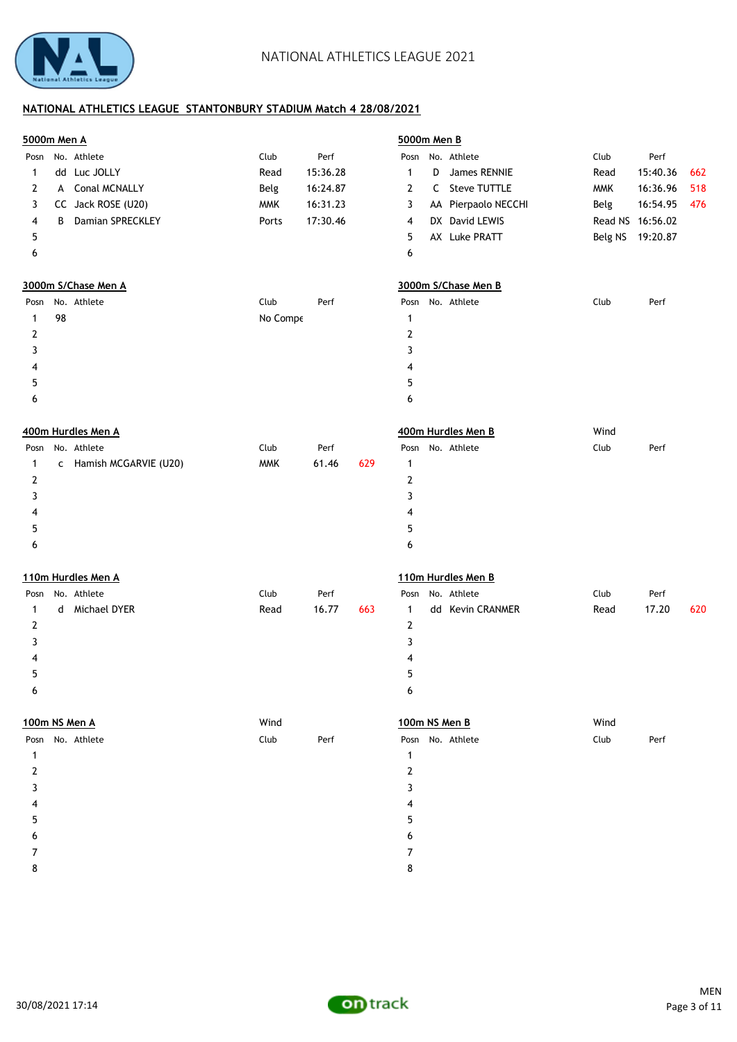## NATIONAL ATHLETICS LEAGUE STANTONBURY STADIUM Match 4 28/08/2021

### 5000m Men A

| Posn | No. | Athlete | Club | Perf | |
|---|---|---|---|---|---|
| 1 | dd | Luc JOLLY | Read | 15:36.28 | |
| 2 | A | Conal MCNALLY | Belg | 16:24.87 | |
| 3 | CC | Jack ROSE (U20) | MMK | 16:31.23 | |
| 4 | B | Damian SPRECKLEY | Ports | 17:30.46 | |
| 5 | | | | | |
| 6 | | | | | |

### 5000m Men B

| Posn | No. | Athlete | Club | Perf | |
|---|---|---|---|---|---|
| 1 | D | James RENNIE | Read | 15:40.36 | 662 |
| 2 | C | Steve TUTTLE | MMK | 16:36.96 | 518 |
| 3 | AA | Pierpaolo NECCHI | Belg | 16:54.95 | 476 |
| 4 | DX | David LEWIS | Read NS | 16:56.02 | |
| 5 | AX | Luke PRATT | Belg NS | 19:20.87 | |
| 6 | | | | | |

### 3000m S/Chase Men A

| Posn | No. | Athlete | Club | Perf |
|---|---|---|---|---|
| 1 | 98 | | No Compe | |
| 2 | | | | |
| 3 | | | | |
| 4 | | | | |
| 5 | | | | |
| 6 | | | | |

### 3000m S/Chase Men B

| Posn | No. | Athlete | Club | Perf |
|---|---|---|---|---|
| 1 | | | | |
| 2 | | | | |
| 3 | | | | |
| 4 | | | | |
| 5 | | | | |
| 6 | | | | |

### 400m Hurdles Men A

| Posn | No. | Athlete | Club | Perf | |
|---|---|---|---|---|---|
| 1 | c | Hamish MCGARVIE (U20) | MMK | 61.46 | 629 |
| 2 | | | | | |
| 3 | | | | | |
| 4 | | | | | |
| 5 | | | | | |
| 6 | | | | | |

### 400m Hurdles Men B

Wind

| Posn | No. | Athlete | Club | Perf |
|---|---|---|---|---|
| 1 | | | | |
| 2 | | | | |
| 3 | | | | |
| 4 | | | | |
| 5 | | | | |
| 6 | | | | |

### 110m Hurdles Men A

| Posn | No. | Athlete | Club | Perf | |
|---|---|---|---|---|---|
| 1 | d | Michael DYER | Read | 16.77 | 663 |
| 2 | | | | | |
| 3 | | | | | |
| 4 | | | | | |
| 5 | | | | | |
| 6 | | | | | |

### 110m Hurdles Men B

| Posn | No. | Athlete | Club | Perf | |
|---|---|---|---|---|---|
| 1 | dd | Kevin CRANMER | Read | 17.20 | 620 |
| 2 | | | | | |
| 3 | | | | | |
| 4 | | | | | |
| 5 | | | | | |
| 6 | | | | | |

### 100m NS Men A

Wind

| Posn | No. | Athlete | Club | Perf |
|---|---|---|---|---|
| 1 | | | | |
| 2 | | | | |
| 3 | | | | |
| 4 | | | | |
| 5 | | | | |
| 6 | | | | |
| 7 | | | | |
| 8 | | | | |

### 100m NS Men B

Wind

| Posn | No. | Athlete | Club | Perf |
|---|---|---|---|---|
| 1 | | | | |
| 2 | | | | |
| 3 | | | | |
| 4 | | | | |
| 5 | | | | |
| 6 | | | | |
| 7 | | | | |
| 8 | | | | |

30/08/2021 17:14

MEN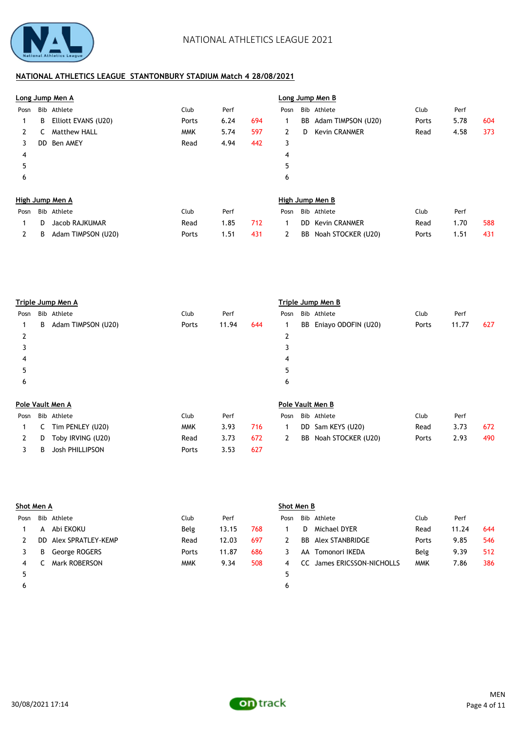# NATIONAL ATHLETICS LEAGUE 2021

## NATIONAL ATHLETICS LEAGUE STANTONBURY STADIUM Match 4 28/08/2021

### Long Jump Men A

| Posn | Bib | Athlete | Club | Perf | |
|---|---|---|---|---|---|
| 1 | B | Elliott EVANS (U20) | Ports | 6.24 | 694 |
| 2 | C | Matthew HALL | MMK | 5.74 | 597 |
| 3 | DD | Ben AMEY | Read | 4.94 | 442 |
| 4 | | | | | |
| 5 | | | | | |
| 6 | | | | | |

### Long Jump Men B

| Posn | Bib | Athlete | Club | Perf | |
|---|---|---|---|---|---|
| 1 | BB | Adam TIMPSON (U20) | Ports | 5.78 | 604 |
| 2 | D | Kevin CRANMER | Read | 4.58 | 373 |
| 3 | | | | | |
| 4 | | | | | |
| 5 | | | | | |
| 6 | | | | | |

### High Jump Men A

| Posn | Bib | Athlete | Club | Perf | |
|---|---|---|---|---|---|
| 1 | D | Jacob RAJKUMAR | Read | 1.85 | 712 |
| 2 | B | Adam TIMPSON (U20) | Ports | 1.51 | 431 |

### High Jump Men B

| Posn | Bib | Athlete | Club | Perf | |
|---|---|---|---|---|---|
| 1 | DD | Kevin CRANMER | Read | 1.70 | 588 |
| 2 | BB | Noah STOCKER (U20) | Ports | 1.51 | 431 |

### Triple Jump Men A

| Posn | Bib | Athlete | Club | Perf | |
|---|---|---|---|---|---|
| 1 | B | Adam TIMPSON (U20) | Ports | 11.94 | 644 |
| 2 | | | | | |
| 3 | | | | | |
| 4 | | | | | |
| 5 | | | | | |
| 6 | | | | | |

### Triple Jump Men B

| Posn | Bib | Athlete | Club | Perf | |
|---|---|---|---|---|---|
| 1 | BB | Eniayo ODOFIN (U20) | Ports | 11.77 | 627 |
| 2 | | | | | |
| 3 | | | | | |
| 4 | | | | | |
| 5 | | | | | |
| 6 | | | | | |

### Pole Vault Men A

| Posn | Bib | Athlete | Club | Perf | |
|---|---|---|---|---|---|
| 1 | C | Tim PENLEY (U20) | MMK | 3.93 | 716 |
| 2 | D | Toby IRVING (U20) | Read | 3.73 | 672 |
| 3 | B | Josh PHILLIPSON | Ports | 3.53 | 627 |

### Pole Vault Men B

| Posn | Bib | Athlete | Club | Perf | |
|---|---|---|---|---|---|
| 1 | DD | Sam KEYS (U20) | Read | 3.73 | 672 |
| 2 | BB | Noah STOCKER (U20) | Ports | 2.93 | 490 |

### Shot Men A

| Posn | Bib | Athlete | Club | Perf | |
|---|---|---|---|---|---|
| 1 | A | Abi EKOKU | Belg | 13.15 | 768 |
| 2 | DD | Alex SPRATLEY-KEMP | Read | 12.03 | 697 |
| 3 | B | George ROGERS | Ports | 11.87 | 686 |
| 4 | C | Mark ROBERSON | MMK | 9.34 | 508 |
| 5 | | | | | |
| 6 | | | | | |

### Shot Men B

| Posn | Bib | Athlete | Club | Perf | |
|---|---|---|---|---|---|
| 1 | D | Michael DYER | Read | 11.24 | 644 |
| 2 | BB | Alex STANBRIDGE | Ports | 9.85 | 546 |
| 3 | AA | Tomonori IKEDA | Belg | 9.39 | 512 |
| 4 | CC | James ERICSSON-NICHOLLS | MMK | 7.86 | 386 |
| 5 | | | | | |
| 6 | | | | | |

30/08/2021 17:14

MEN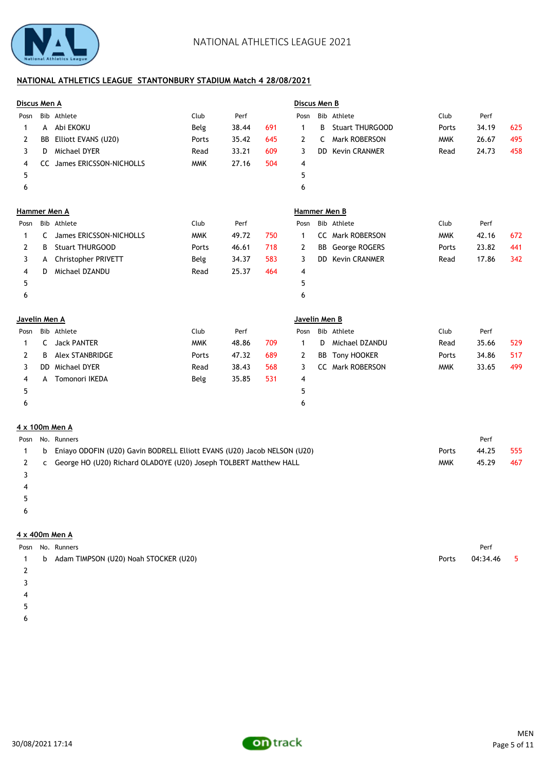NATIONAL ATHLETICS LEAGUE 2021

## NATIONAL ATHLETICS LEAGUE STANTONBURY STADIUM Match 4 28/08/2021

### Discus Men A

| Posn | Bib | Athlete | Club | Perf | |
|---|---|---|---|---|---|
| 1 | A | Abi EKOKU | Belg | 38.44 | 691 |
| 2 | BB | Elliott EVANS (U20) | Ports | 35.42 | 645 |
| 3 | D | Michael DYER | Read | 33.21 | 609 |
| 4 | CC | James ERICSSON-NICHOLLS | MMK | 27.16 | 504 |
| 5 | | | | | |
| 6 | | | | | |

### Discus Men B

| Posn | Bib | Athlete | Club | Perf | |
|---|---|---|---|---|---|
| 1 | B | Stuart THURGOOD | Ports | 34.19 | 625 |
| 2 | C | Mark ROBERSON | MMK | 26.67 | 495 |
| 3 | DD | Kevin CRANMER | Read | 24.73 | 458 |
| 4 | | | | | |
| 5 | | | | | |
| 6 | | | | | |

### Hammer Men A

| Posn | Bib | Athlete | Club | Perf | |
|---|---|---|---|---|---|
| 1 | C | James ERICSSON-NICHOLLS | MMK | 49.72 | 750 |
| 2 | B | Stuart THURGOOD | Ports | 46.61 | 718 |
| 3 | A | Christopher PRIVETT | Belg | 34.37 | 583 |
| 4 | D | Michael DZANDU | Read | 25.37 | 464 |
| 5 | | | | | |
| 6 | | | | | |

### Hammer Men B

| Posn | Bib | Athlete | Club | Perf | |
|---|---|---|---|---|---|
| 1 | CC | Mark ROBERSON | MMK | 42.16 | 672 |
| 2 | BB | George ROGERS | Ports | 23.82 | 441 |
| 3 | DD | Kevin CRANMER | Read | 17.86 | 342 |
| 4 | | | | | |
| 5 | | | | | |
| 6 | | | | | |

### Javelin Men A

| Posn | Bib | Athlete | Club | Perf | |
|---|---|---|---|---|---|
| 1 | C | Jack PANTER | MMK | 48.86 | 709 |
| 2 | B | Alex STANBRIDGE | Ports | 47.32 | 689 |
| 3 | DD | Michael DYER | Read | 38.43 | 568 |
| 4 | A | Tomonori IKEDA | Belg | 35.85 | 531 |
| 5 | | | | | |
| 6 | | | | | |

### Javelin Men B

| Posn | Bib | Athlete | Club | Perf | |
|---|---|---|---|---|---|
| 1 | D | Michael DZANDU | Read | 35.66 | 529 |
| 2 | BB | Tony HOOKER | Ports | 34.86 | 517 |
| 3 | CC | Mark ROBERSON | MMK | 33.65 | 499 |
| 4 | | | | | |
| 5 | | | | | |
| 6 | | | | | |

### 4 x 100m Men A

| Posn | No. | Runners | Club | Perf | |
|---|---|---|---|---|---|
| 1 | b | Eniayo ODOFIN (U20) Gavin BODRELL Elliott EVANS (U20) Jacob NELSON (U20) | Ports | 44.25 | 555 |
| 2 | c | George HO (U20) Richard OLADOYE (U20) Joseph TOLBERT Matthew HALL | MMK | 45.29 | 467 |
| 3 | | | | | |
| 4 | | | | | |
| 5 | | | | | |
| 6 | | | | | |

### 4 x 400m Men A

| Posn | No. | Runners | Club | Perf | |
|---|---|---|---|---|---|
| 1 | b | Adam TIMPSON (U20) Noah STOCKER (U20) | Ports | 04:34.46 | 5 |
| 2 | | | | | |
| 3 | | | | | |
| 4 | | | | | |
| 5 | | | | | |
| 6 | | | | | |

30/08/2021 17:14

MEN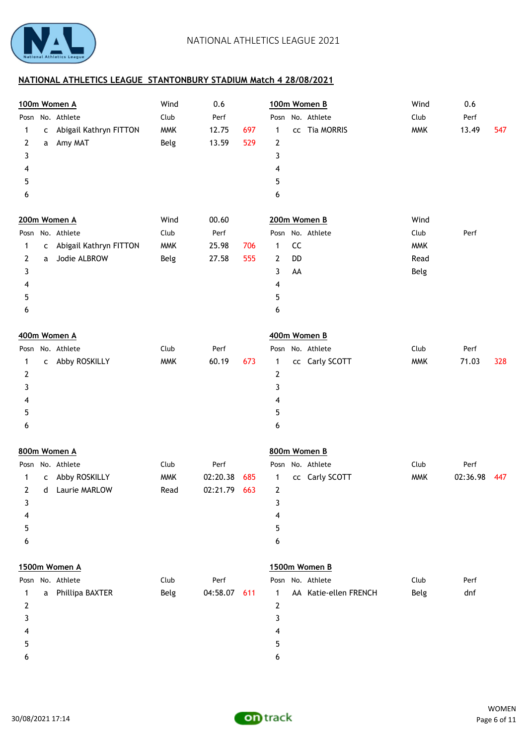NATIONAL ATHLETICS LEAGUE 2021

## NATIONAL ATHLETICS LEAGUE STANTONBURY STADIUM Match 4 28/08/2021

### 100m Women A

Wind 0.6

| Posn | No. | Athlete | Club | Perf | |
|---|---|---|---|---|---|
| 1 | c | Abigail Kathryn FITTON | MMK | 12.75 | 697 |
| 2 | a | Amy MAT | Belg | 13.59 | 529 |
| 3 | | | | | |
| 4 | | | | | |
| 5 | | | | | |
| 6 | | | | | |

### 100m Women B

Wind 0.6

| Posn | No. | Athlete | Club | Perf | |
|---|---|---|---|---|---|
| 1 | cc | Tia MORRIS | MMK | 13.49 | 547 |
| 2 | | | | | |
| 3 | | | | | |
| 4 | | | | | |
| 5 | | | | | |
| 6 | | | | | |

### 200m Women A

Wind 00.60

| Posn | No. | Athlete | Club | Perf | |
|---|---|---|---|---|---|
| 1 | c | Abigail Kathryn FITTON | MMK | 25.98 | 706 |
| 2 | a | Jodie ALBROW | Belg | 27.58 | 555 |
| 3 | | | | | |
| 4 | | | | | |
| 5 | | | | | |
| 6 | | | | | |

### 200m Women B

Wind

| Posn | No. | Athlete | Club | Perf | |
|---|---|---|---|---|---|
| 1 | CC | | MMK | | |
| 2 | DD | | Read | | |
| 3 | AA | | Belg | | |
| 4 | | | | | |
| 5 | | | | | |
| 6 | | | | | |

### 400m Women A

| Posn | No. | Athlete | Club | Perf | |
|---|---|---|---|---|---|
| 1 | c | Abby ROSKILLY | MMK | 60.19 | 673 |
| 2 | | | | | |
| 3 | | | | | |
| 4 | | | | | |
| 5 | | | | | |
| 6 | | | | | |

### 400m Women B

| Posn | No. | Athlete | Club | Perf | |
|---|---|---|---|---|---|
| 1 | cc | Carly SCOTT | MMK | 71.03 | 328 |
| 2 | | | | | |
| 3 | | | | | |
| 4 | | | | | |
| 5 | | | | | |
| 6 | | | | | |

### 800m Women A

| Posn | No. | Athlete | Club | Perf | |
|---|---|---|---|---|---|
| 1 | c | Abby ROSKILLY | MMK | 02:20.38 | 685 |
| 2 | d | Laurie MARLOW | Read | 02:21.79 | 663 |
| 3 | | | | | |
| 4 | | | | | |
| 5 | | | | | |
| 6 | | | | | |

### 800m Women B

| Posn | No. | Athlete | Club | Perf | |
|---|---|---|---|---|---|
| 1 | cc | Carly SCOTT | MMK | 02:36.98 | 447 |
| 2 | | | | | |
| 3 | | | | | |
| 4 | | | | | |
| 5 | | | | | |
| 6 | | | | | |

### 1500m Women A

| Posn | No. | Athlete | Club | Perf | |
|---|---|---|---|---|---|
| 1 | a | Phillipa BAXTER | Belg | 04:58.07 | 611 |
| 2 | | | | | |
| 3 | | | | | |
| 4 | | | | | |
| 5 | | | | | |
| 6 | | | | | |

### 1500m Women B

| Posn | No. | Athlete | Club | Perf | |
|---|---|---|---|---|---|
| 1 | AA | Katie-ellen FRENCH | Belg | dnf | |
| 2 | | | | | |
| 3 | | | | | |
| 4 | | | | | |
| 5 | | | | | |
| 6 | | | | | |

30/08/2021 17:14

WOMEN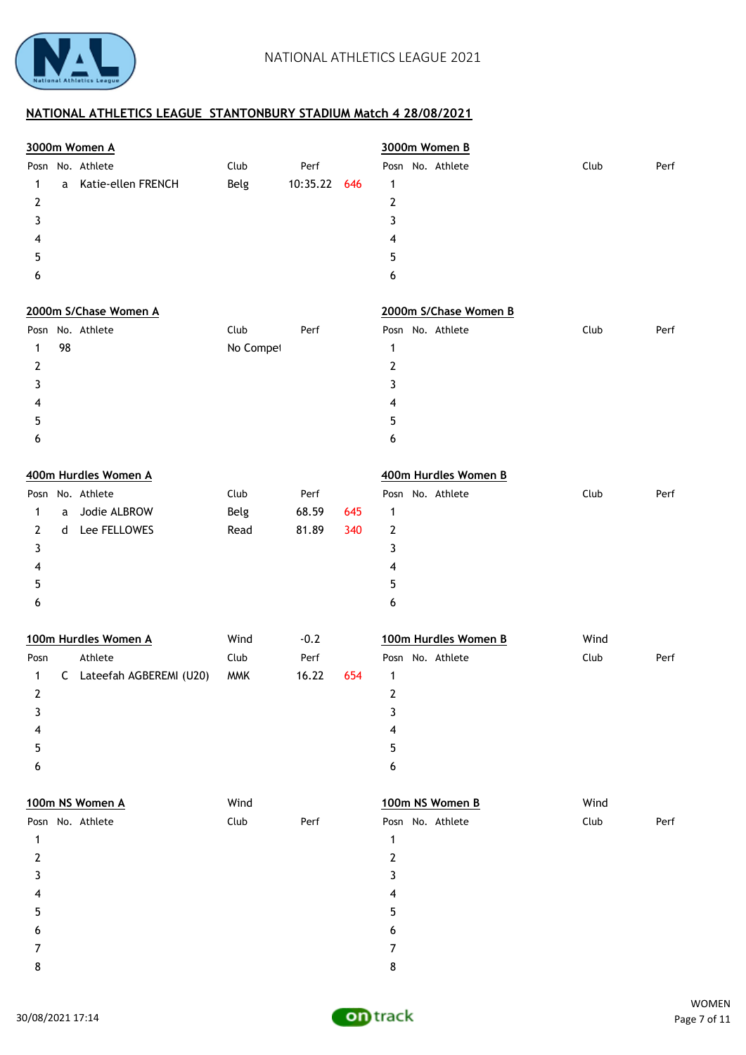# NATIONAL ATHLETICS LEAGUE STANTONBURY STADIUM Match 4 28/08/2021

## 3000m Women A

| Posn | No. | Athlete | Club | Perf | |
|---|---|---|---|---|---|
| 1 | a | Katie-ellen FRENCH | Belg | 10:35.22 | 646 |
| 2 | | | | | |
| 3 | | | | | |
| 4 | | | | | |
| 5 | | | | | |
| 6 | | | | | |

## 3000m Women B

| Posn | No. | Athlete | Club | Perf |
|---|---|---|---|---|
| 1 | | | | |
| 2 | | | | |
| 3 | | | | |
| 4 | | | | |
| 5 | | | | |
| 6 | | | | |

## 2000m S/Chase Women A

| Posn | No. | Athlete | Club | Perf |
|---|---|---|---|---|
| 1 | 98 | | No Compet | |
| 2 | | | | |
| 3 | | | | |
| 4 | | | | |
| 5 | | | | |
| 6 | | | | |

## 2000m S/Chase Women B

| Posn | No. | Athlete | Club | Perf |
|---|---|---|---|---|
| 1 | | | | |
| 2 | | | | |
| 3 | | | | |
| 4 | | | | |
| 5 | | | | |
| 6 | | | | |

## 400m Hurdles Women A

| Posn | No. | Athlete | Club | Perf | |
|---|---|---|---|---|---|
| 1 | a | Jodie ALBROW | Belg | 68.59 | 645 |
| 2 | d | Lee FELLOWES | Read | 81.89 | 340 |
| 3 | | | | | |
| 4 | | | | | |
| 5 | | | | | |
| 6 | | | | | |

## 400m Hurdles Women B

| Posn | No. | Athlete | Club | Perf |
|---|---|---|---|---|
| 1 | | | | |
| 2 | | | | |
| 3 | | | | |
| 4 | | | | |
| 5 | | | | |
| 6 | | | | |

## 100m Hurdles Women A

Wind -0.2

| Posn | | Athlete | Club | Perf | |
|---|---|---|---|---|---|
| 1 | C | Lateefah AGBEREMI (U20) | MMK | 16.22 | 654 |
| 2 | | | | | |
| 3 | | | | | |
| 4 | | | | | |
| 5 | | | | | |
| 6 | | | | | |

## 100m Hurdles Women B

Wind

| Posn | No. | Athlete | Club | Perf |
|---|---|---|---|---|
| 1 | | | | |
| 2 | | | | |
| 3 | | | | |
| 4 | | | | |
| 5 | | | | |
| 6 | | | | |

## 100m NS Women A

Wind

| Posn | No. | Athlete | Club | Perf |
|---|---|---|---|---|
| 1 | | | | |
| 2 | | | | |
| 3 | | | | |
| 4 | | | | |
| 5 | | | | |
| 6 | | | | |
| 7 | | | | |
| 8 | | | | |

## 100m NS Women B

Wind

| Posn | No. | Athlete | Club | Perf |
|---|---|---|---|---|
| 1 | | | | |
| 2 | | | | |
| 3 | | | | |
| 4 | | | | |
| 5 | | | | |
| 6 | | | | |
| 7 | | | | |
| 8 | | | | |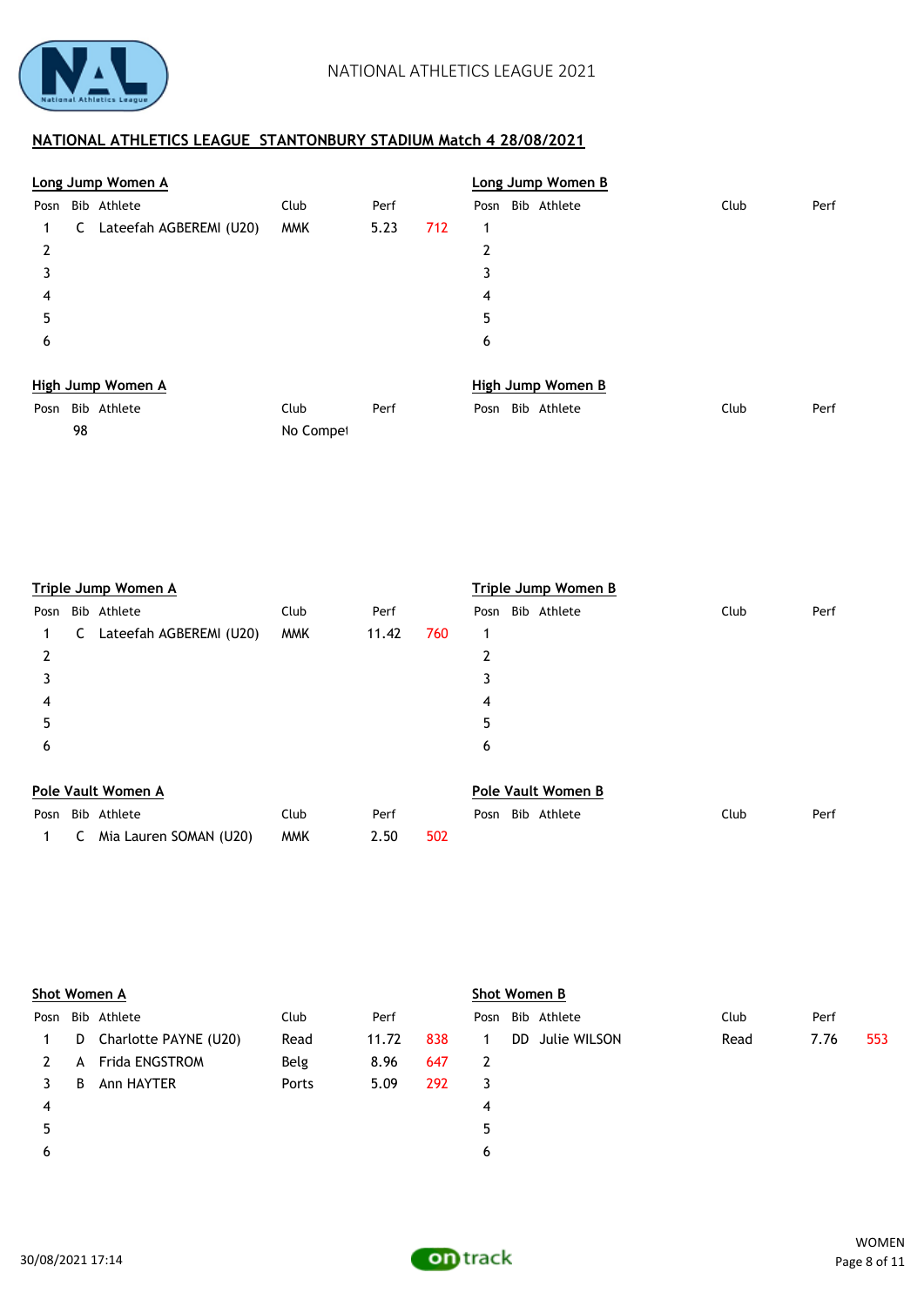NATIONAL ATHLETICS LEAGUE 2021

## NATIONAL ATHLETICS LEAGUE STANTONBURY STADIUM Match 4 28/08/2021

### Long Jump Women A

| Posn | Bib | Athlete | Club | Perf | |
|---|---|---|---|---|---|
| 1 | C | Lateefah AGBEREMI (U20) | MMK | 5.23 | 712 |
| 2 | | | | | |
| 3 | | | | | |
| 4 | | | | | |
| 5 | | | | | |
| 6 | | | | | |

### Long Jump Women B

| Posn | Bib | Athlete | Club | Perf |
|---|---|---|---|---|
| 1 | | | | |
| 2 | | | | |
| 3 | | | | |
| 4 | | | | |
| 5 | | | | |
| 6 | | | | |

### High Jump Women A

| Posn | Bib | Athlete | Club | Perf |
|---|---|---|---|---|
| | 98 | | No Compet | |

### High Jump Women B

| Posn | Bib | Athlete | Club | Perf |
|---|---|---|---|---|

### Triple Jump Women A

| Posn | Bib | Athlete | Club | Perf | |
|---|---|---|---|---|---|
| 1 | C | Lateefah AGBEREMI (U20) | MMK | 11.42 | 760 |
| 2 | | | | | |
| 3 | | | | | |
| 4 | | | | | |
| 5 | | | | | |
| 6 | | | | | |

### Triple Jump Women B

| Posn | Bib | Athlete | Club | Perf |
|---|---|---|---|---|
| 1 | | | | |
| 2 | | | | |
| 3 | | | | |
| 4 | | | | |
| 5 | | | | |
| 6 | | | | |

### Pole Vault Women A

| Posn | Bib | Athlete | Club | Perf | |
|---|---|---|---|---|---|
| 1 | C | Mia Lauren SOMAN (U20) | MMK | 2.50 | 502 |

### Pole Vault Women B

| Posn | Bib | Athlete | Club | Perf |
|---|---|---|---|---|

### Shot Women A

| Posn | Bib | Athlete | Club | Perf | |
|---|---|---|---|---|---|
| 1 | D | Charlotte PAYNE (U20) | Read | 11.72 | 838 |
| 2 | A | Frida ENGSTROM | Belg | 8.96 | 647 |
| 3 | B | Ann HAYTER | Ports | 5.09 | 292 |
| 4 | | | | | |
| 5 | | | | | |
| 6 | | | | | |

### Shot Women B

| Posn | Bib | Athlete | Club | Perf | |
|---|---|---|---|---|---|
| 1 | DD | Julie WILSON | Read | 7.76 | 553 |
| 2 | | | | | |
| 3 | | | | | |
| 4 | | | | | |
| 5 | | | | | |
| 6 | | | | | |

30/08/2021 17:14

WOMEN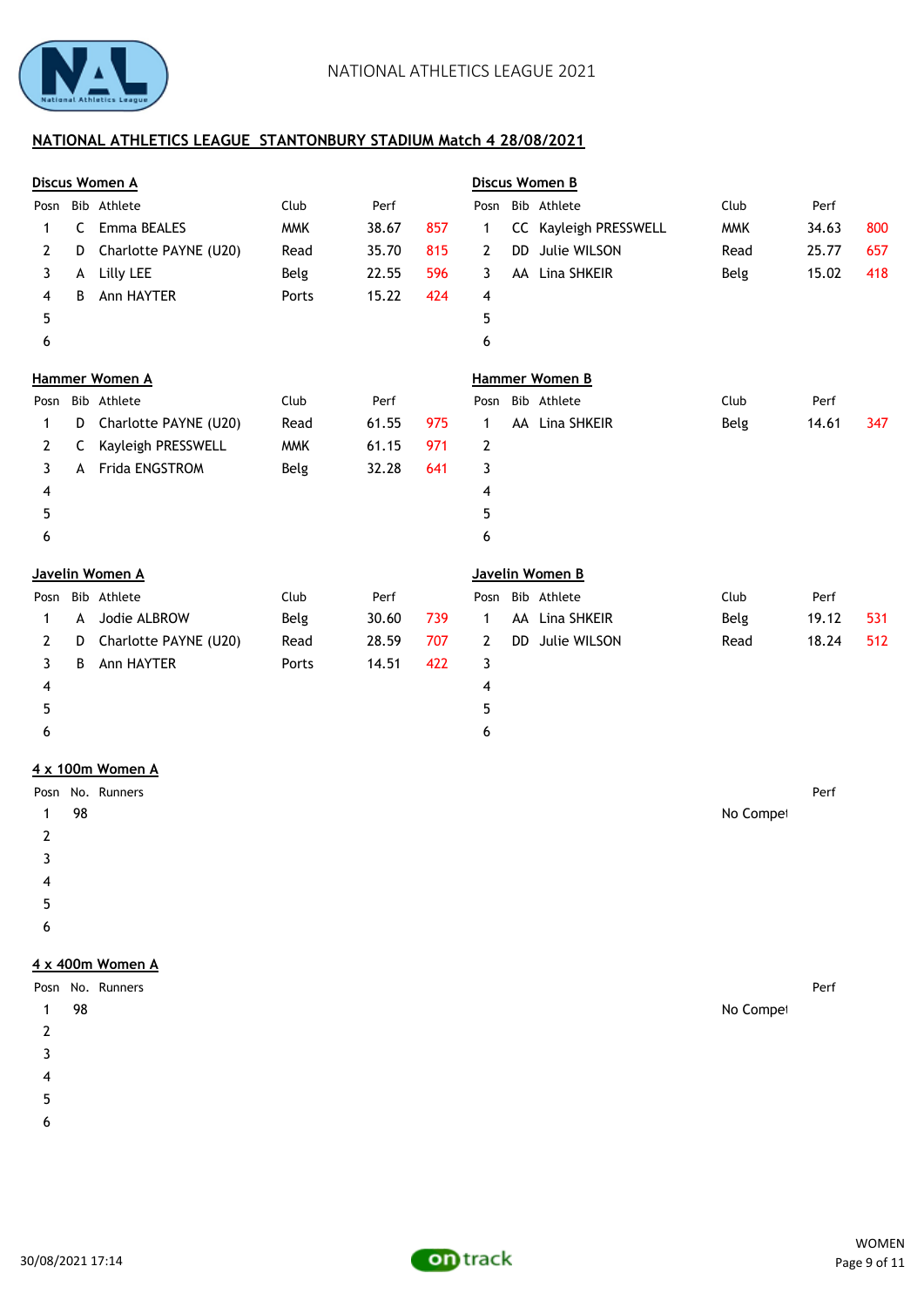NATIONAL ATHLETICS LEAGUE 2021

## NATIONAL ATHLETICS LEAGUE STANTONBURY STADIUM Match 4 28/08/2021

### Discus Women A

| Posn | Bib | Athlete | Club | Perf | |
|---|---|---|---|---|---|
| 1 | C | Emma BEALES | MMK | 38.67 | 857 |
| 2 | D | Charlotte PAYNE (U20) | Read | 35.70 | 815 |
| 3 | A | Lilly LEE | Belg | 22.55 | 596 |
| 4 | B | Ann HAYTER | Ports | 15.22 | 424 |
| 5 | | | | | |
| 6 | | | | | |

### Discus Women B

| Posn | Bib | Athlete | Club | Perf | |
|---|---|---|---|---|---|
| 1 | CC | Kayleigh PRESSWELL | MMK | 34.63 | 800 |
| 2 | DD | Julie WILSON | Read | 25.77 | 657 |
| 3 | AA | Lina SHKEIR | Belg | 15.02 | 418 |
| 4 | | | | | |
| 5 | | | | | |
| 6 | | | | | |

### Hammer Women A

| Posn | Bib | Athlete | Club | Perf | |
|---|---|---|---|---|---|
| 1 | D | Charlotte PAYNE (U20) | Read | 61.55 | 975 |
| 2 | C | Kayleigh PRESSWELL | MMK | 61.15 | 971 |
| 3 | A | Frida ENGSTROM | Belg | 32.28 | 641 |
| 4 | | | | | |
| 5 | | | | | |
| 6 | | | | | |

### Hammer Women B

| Posn | Bib | Athlete | Club | Perf | |
|---|---|---|---|---|---|
| 1 | AA | Lina SHKEIR | Belg | 14.61 | 347 |
| 2 | | | | | |
| 3 | | | | | |
| 4 | | | | | |
| 5 | | | | | |
| 6 | | | | | |

### Javelin Women A

| Posn | Bib | Athlete | Club | Perf | |
|---|---|---|---|---|---|
| 1 | A | Jodie ALBROW | Belg | 30.60 | 739 |
| 2 | D | Charlotte PAYNE (U20) | Read | 28.59 | 707 |
| 3 | B | Ann HAYTER | Ports | 14.51 | 422 |
| 4 | | | | | |
| 5 | | | | | |
| 6 | | | | | |

### Javelin Women B

| Posn | Bib | Athlete | Club | Perf | |
|---|---|---|---|---|---|
| 1 | AA | Lina SHKEIR | Belg | 19.12 | 531 |
| 2 | DD | Julie WILSON | Read | 18.24 | 512 |
| 3 | | | | | |
| 4 | | | | | |
| 5 | | | | | |
| 6 | | | | | |

### 4 x 100m Women A

| Posn | No. | Runners | | Perf |
|---|---|---|---|---|
| 1 | 98 | | No Compet | |
| 2 | | | | |
| 3 | | | | |
| 4 | | | | |
| 5 | | | | |
| 6 | | | | |

### 4 x 400m Women A

| Posn | No. | Runners | | Perf |
|---|---|---|---|---|
| 1 | 98 | | No Compet | |
| 2 | | | | |
| 3 | | | | |
| 4 | | | | |
| 5 | | | | |
| 6 | | | | |

30/08/2021 17:14

WOMEN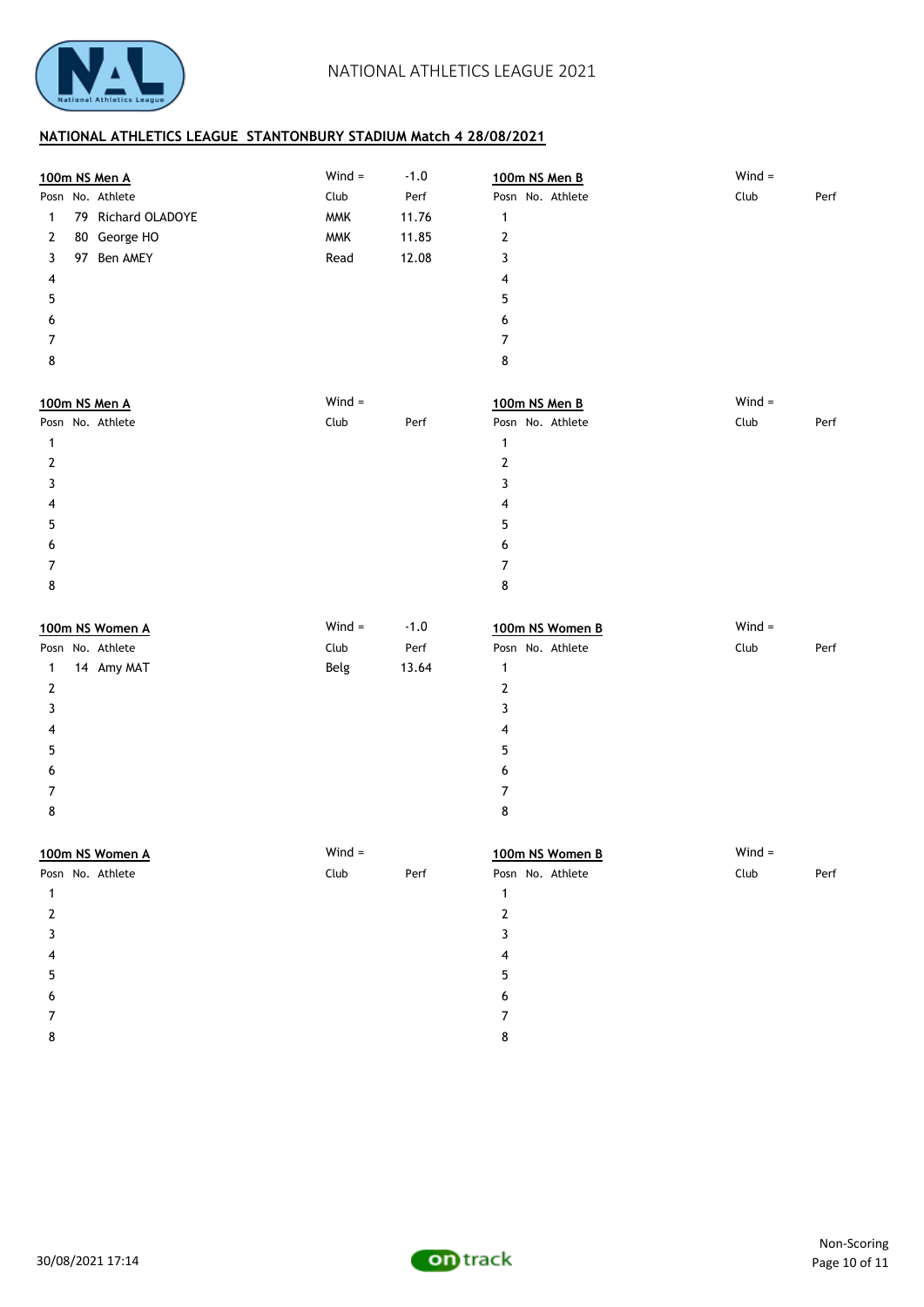NATIONAL ATHLETICS LEAGUE 2021

## NATIONAL ATHLETICS LEAGUE STANTONBURY STADIUM Match 4 28/08/2021

### 100m NS Men A

Wind = -1.0

| Posn | No. | Athlete | Club | Perf |
|---|---|---|---|---|
| 1 | 79 | Richard OLADOYE | MMK | 11.76 |
| 2 | 80 | George HO | MMK | 11.85 |
| 3 | 97 | Ben AMEY | Read | 12.08 |
| 4 | | | | |
| 5 | | | | |
| 6 | | | | |
| 7 | | | | |
| 8 | | | | |

### 100m NS Men B

Wind =

| Posn | No. | Athlete | Club | Perf |
|---|---|---|---|---|
| 1 | | | | |
| 2 | | | | |
| 3 | | | | |
| 4 | | | | |
| 5 | | | | |
| 6 | | | | |
| 7 | | | | |
| 8 | | | | |

### 100m NS Men A

Wind =

| Posn | No. | Athlete | Club | Perf |
|---|---|---|---|---|
| 1 | | | | |
| 2 | | | | |
| 3 | | | | |
| 4 | | | | |
| 5 | | | | |
| 6 | | | | |
| 7 | | | | |
| 8 | | | | |

### 100m NS Men B

Wind =

| Posn | No. | Athlete | Club | Perf |
|---|---|---|---|---|
| 1 | | | | |
| 2 | | | | |
| 3 | | | | |
| 4 | | | | |
| 5 | | | | |
| 6 | | | | |
| 7 | | | | |
| 8 | | | | |

### 100m NS Women A

Wind = -1.0

| Posn | No. | Athlete | Club | Perf |
|---|---|---|---|---|
| 1 | 14 | Amy MAT | Belg | 13.64 |
| 2 | | | | |
| 3 | | | | |
| 4 | | | | |
| 5 | | | | |
| 6 | | | | |
| 7 | | | | |
| 8 | | | | |

### 100m NS Women B

Wind =

| Posn | No. | Athlete | Club | Perf |
|---|---|---|---|---|
| 1 | | | | |
| 2 | | | | |
| 3 | | | | |
| 4 | | | | |
| 5 | | | | |
| 6 | | | | |
| 7 | | | | |
| 8 | | | | |

### 100m NS Women A

Wind =

| Posn | No. | Athlete | Club | Perf |
|---|---|---|---|---|
| 1 | | | | |
| 2 | | | | |
| 3 | | | | |
| 4 | | | | |
| 5 | | | | |
| 6 | | | | |
| 7 | | | | |
| 8 | | | | |

### 100m NS Women B

Wind =

| Posn | No. | Athlete | Club | Perf |
|---|---|---|---|---|
| 1 | | | | |
| 2 | | | | |
| 3 | | | | |
| 4 | | | | |
| 5 | | | | |
| 6 | | | | |
| 7 | | | | |
| 8 | | | | |

30/08/2021 17:14

Non-Scoring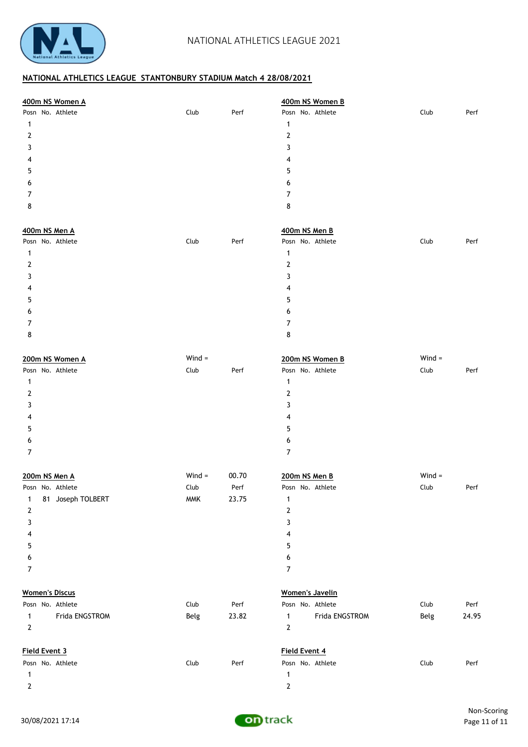# NATIONAL ATHLETICS LEAGUE 2021

## NATIONAL ATHLETICS LEAGUE STANTONBURY STADIUM Match 4 28/08/2021

### 400m NS Women A

| Posn | No. | Athlete | Club | Perf |
|---|---|---|---|---|
| 1 | | | | |
| 2 | | | | |
| 3 | | | | |
| 4 | | | | |
| 5 | | | | |
| 6 | | | | |
| 7 | | | | |
| 8 | | | | |

### 400m NS Women B

| Posn | No. | Athlete | Club | Perf |
|---|---|---|---|---|
| 1 | | | | |
| 2 | | | | |
| 3 | | | | |
| 4 | | | | |
| 5 | | | | |
| 6 | | | | |
| 7 | | | | |
| 8 | | | | |

### 400m NS Men A

| Posn | No. | Athlete | Club | Perf |
|---|---|---|---|---|
| 1 | | | | |
| 2 | | | | |
| 3 | | | | |
| 4 | | | | |
| 5 | | | | |
| 6 | | | | |
| 7 | | | | |
| 8 | | | | |

### 400m NS Men B

| Posn | No. | Athlete | Club | Perf |
|---|---|---|---|---|
| 1 | | | | |
| 2 | | | | |
| 3 | | | | |
| 4 | | | | |
| 5 | | | | |
| 6 | | | | |
| 7 | | | | |
| 8 | | | | |

### 200m NS Women A

Wind =

| Posn | No. | Athlete | Club | Perf |
|---|---|---|---|---|
| 1 | | | | |
| 2 | | | | |
| 3 | | | | |
| 4 | | | | |
| 5 | | | | |
| 6 | | | | |
| 7 | | | | |

### 200m NS Women B

Wind =

| Posn | No. | Athlete | Club | Perf |
|---|---|---|---|---|
| 1 | | | | |
| 2 | | | | |
| 3 | | | | |
| 4 | | | | |
| 5 | | | | |
| 6 | | | | |
| 7 | | | | |

### 200m NS Men A

Wind = 00.70

| Posn | No. | Athlete | Club | Perf |
|---|---|---|---|---|
| 1 | 81 | Joseph TOLBERT | MMK | 23.75 |
| 2 | | | | |
| 3 | | | | |
| 4 | | | | |
| 5 | | | | |
| 6 | | | | |
| 7 | | | | |

### 200m NS Men B

Wind =

| Posn | No. | Athlete | Club | Perf |
|---|---|---|---|---|
| 1 | | | | |
| 2 | | | | |
| 3 | | | | |
| 4 | | | | |
| 5 | | | | |
| 6 | | | | |
| 7 | | | | |

### Women's Discus

| Posn | No. | Athlete | Club | Perf |
|---|---|---|---|---|
| 1 | | Frida ENGSTROM | Belg | 23.82 |
| 2 | | | | |

### Women's Javelin

| Posn | No. | Athlete | Club | Perf |
|---|---|---|---|---|
| 1 | | Frida ENGSTROM | Belg | 24.95 |
| 2 | | | | |

### Field Event 3

| Posn | No. | Athlete | Club | Perf |
|---|---|---|---|---|
| 1 | | | | |
| 2 | | | | |

### Field Event 4

| Posn | No. | Athlete | Club | Perf |
|---|---|---|---|---|
| 1 | | | | |
| 2 | | | | |

30/08/2021 17:14

Non-Scoring